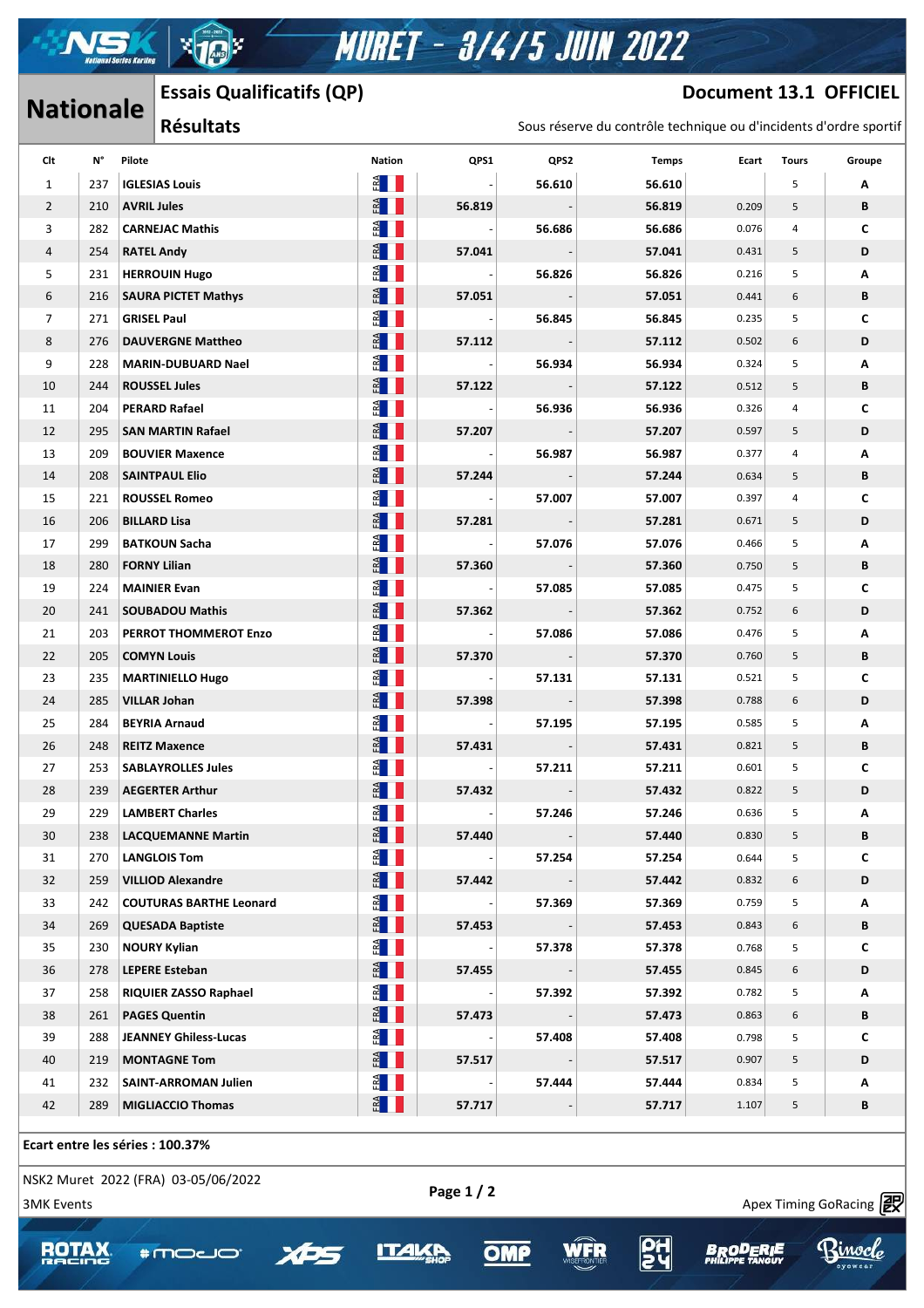# MURET - 3/4/5 JUIN 2022

## Nationale

### Essais Qualificatifs (QP) — Résultats

**Document 13.1 OFFICIEL**

Sous réserve du contrôle technique ou d'incidents d'ordre sportif

| Clt | N° | Pilote | Nation | QPS1 | QPS2 | Temps | Ecart | Tours | Groupe |
|---|---|---|---|---|---|---|---|---|---|
| 1 | 237 | **IGLESIAS Louis** | FRA | - | **56.610** | **56.610** | | 5 | **A** |
| 2 | 210 | **AVRIL Jules** | FRA | **56.819** | - | **56.819** | 0.209 | 5 | **B** |
| 3 | 282 | **CARNEJAC Mathis** | FRA | - | **56.686** | **56.686** | 0.076 | 4 | **C** |
| 4 | 254 | **RATEL Andy** | FRA | **57.041** | - | **57.041** | 0.431 | 5 | **D** |
| 5 | 231 | **HERROUIN Hugo** | FRA | - | **56.826** | **56.826** | 0.216 | 5 | **A** |
| 6 | 216 | **SAURA PICTET Mathys** | FRA | **57.051** | - | **57.051** | 0.441 | 6 | **B** |
| 7 | 271 | **GRISEL Paul** | FRA | - | **56.845** | **56.845** | 0.235 | 5 | **C** |
| 8 | 276 | **DAUVERGNE Mattheo** | FRA | **57.112** | - | **57.112** | 0.502 | 6 | **D** |
| 9 | 228 | **MARIN-DUBUARD Nael** | FRA | - | **56.934** | **56.934** | 0.324 | 5 | **A** |
| 10 | 244 | **ROUSSEL Jules** | FRA | **57.122** | - | **57.122** | 0.512 | 5 | **B** |
| 11 | 204 | **PERARD Rafael** | FRA | - | **56.936** | **56.936** | 0.326 | 4 | **C** |
| 12 | 295 | **SAN MARTIN Rafael** | FRA | **57.207** | - | **57.207** | 0.597 | 5 | **D** |
| 13 | 209 | **BOUVIER Maxence** | FRA | - | **56.987** | **56.987** | 0.377 | 4 | **A** |
| 14 | 208 | **SAINTPAUL Elio** | FRA | **57.244** | - | **57.244** | 0.634 | 5 | **B** |
| 15 | 221 | **ROUSSEL Romeo** | FRA | - | **57.007** | **57.007** | 0.397 | 4 | **C** |
| 16 | 206 | **BILLARD Lisa** | FRA | **57.281** | - | **57.281** | 0.671 | 5 | **D** |
| 17 | 299 | **BATKOUN Sacha** | FRA | - | **57.076** | **57.076** | 0.466 | 5 | **A** |
| 18 | 280 | **FORNY Lilian** | FRA | **57.360** | - | **57.360** | 0.750 | 5 | **B** |
| 19 | 224 | **MAINIER Evan** | FRA | - | **57.085** | **57.085** | 0.475 | 5 | **C** |
| 20 | 241 | **SOUBADOU Mathis** | FRA | **57.362** | - | **57.362** | 0.752 | 6 | **D** |
| 21 | 203 | **PERROT THOMMEROT Enzo** | FRA | - | **57.086** | **57.086** | 0.476 | 5 | **A** |
| 22 | 205 | **COMYN Louis** | FRA | **57.370** | - | **57.370** | 0.760 | 5 | **B** |
| 23 | 235 | **MARTINIELLO Hugo** | FRA | - | **57.131** | **57.131** | 0.521 | 5 | **C** |
| 24 | 285 | **VILLAR Johan** | FRA | **57.398** | - | **57.398** | 0.788 | 6 | **D** |
| 25 | 284 | **BEYRIA Arnaud** | FRA | - | **57.195** | **57.195** | 0.585 | 5 | **A** |
| 26 | 248 | **REITZ Maxence** | FRA | **57.431** | - | **57.431** | 0.821 | 5 | **B** |
| 27 | 253 | **SABLAYROLLES Jules** | FRA | - | **57.211** | **57.211** | 0.601 | 5 | **C** |
| 28 | 239 | **AEGERTER Arthur** | FRA | **57.432** | - | **57.432** | 0.822 | 5 | **D** |
| 29 | 229 | **LAMBERT Charles** | FRA | - | **57.246** | **57.246** | 0.636 | 5 | **A** |
| 30 | 238 | **LACQUEMANNE Martin** | FRA | **57.440** | - | **57.440** | 0.830 | 5 | **B** |
| 31 | 270 | **LANGLOIS Tom** | FRA | - | **57.254** | **57.254** | 0.644 | 5 | **C** |
| 32 | 259 | **VILLIOD Alexandre** | FRA | **57.442** | - | **57.442** | 0.832 | 6 | **D** |
| 33 | 242 | **COUTURAS BARTHE Leonard** | FRA | - | **57.369** | **57.369** | 0.759 | 5 | **A** |
| 34 | 269 | **QUESADA Baptiste** | FRA | **57.453** | - | **57.453** | 0.843 | 6 | **B** |
| 35 | 230 | **NOURY Kylian** | FRA | - | **57.378** | **57.378** | 0.768 | 5 | **C** |
| 36 | 278 | **LEPERE Esteban** | FRA | **57.455** | - | **57.455** | 0.845 | 6 | **D** |
| 37 | 258 | **RIQUIER ZASSO Raphael** | FRA | - | **57.392** | **57.392** | 0.782 | 5 | **A** |
| 38 | 261 | **PAGES Quentin** | FRA | **57.473** | - | **57.473** | 0.863 | 6 | **B** |
| 39 | 288 | **JEANNEY Ghiless-Lucas** | FRA | - | **57.408** | **57.408** | 0.798 | 5 | **C** |
| 40 | 219 | **MONTAGNE Tom** | FRA | **57.517** | - | **57.517** | 0.907 | 5 | **D** |
| 41 | 232 | **SAINT-ARROMAN Julien** | FRA | - | **57.444** | **57.444** | 0.834 | 5 | **A** |
| 42 | 289 | **MIGLIACCIO Thomas** | FRA | **57.717** | - | **57.717** | 1.107 | 5 | **B** |

**Ecart entre les séries : 100.37%**

NSK2 Muret 2022 (FRA) 03-05/06/2022

3MK Events

Apex Timing GoRacing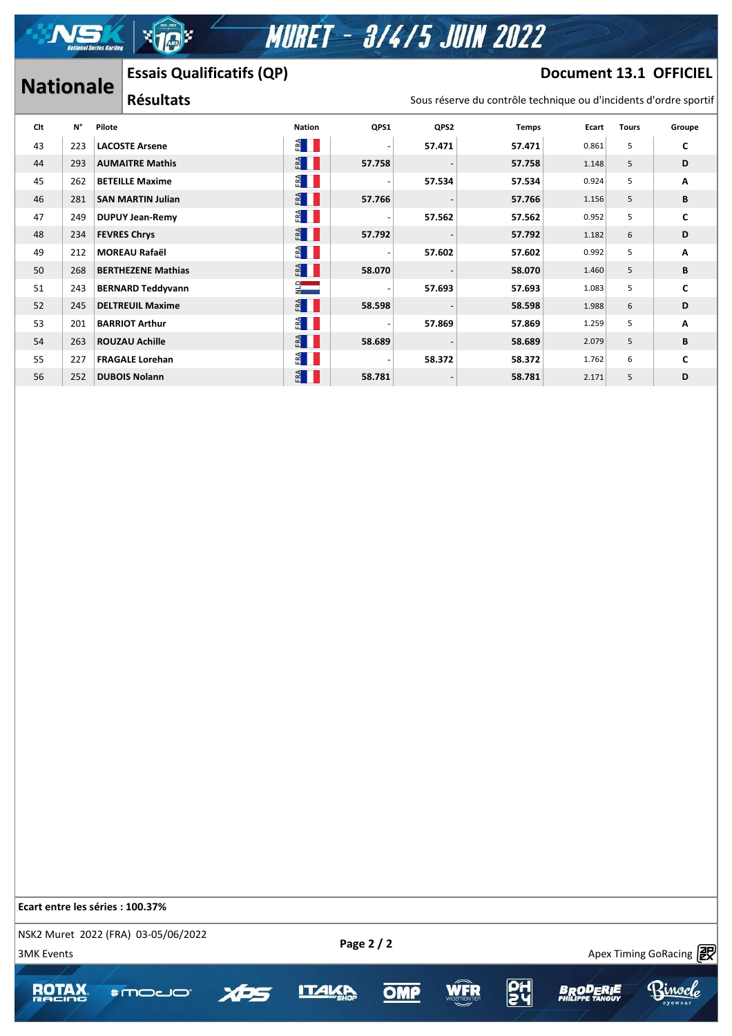# MURET - 3/4/5 JUIN 2022

## Nationale

**Essais Qualificatifs (QP)**

**Résultats**

**Document 13.1 OFFICIEL**

Sous réserve du contrôle technique ou d'incidents d'ordre sportif

| Clt | N° | Pilote | Nation | QPS1 | QPS2 | Temps | Ecart | Tours | Groupe |
|---|---|---|---|---|---|---|---|---|---|
| 43 | 223 | **LACOSTE Arsene** | FRA | - | **57.471** | **57.471** | 0.861 | 5 | **C** |
| 44 | 293 | **AUMAITRE Mathis** | FRA | **57.758** | - | **57.758** | 1.148 | 5 | **D** |
| 45 | 262 | **BETEILLE Maxime** | FRA | - | **57.534** | **57.534** | 0.924 | 5 | **A** |
| 46 | 281 | **SAN MARTIN Julian** | FRA | **57.766** | - | **57.766** | 1.156 | 5 | **B** |
| 47 | 249 | **DUPUY Jean-Remy** | FRA | - | **57.562** | **57.562** | 0.952 | 5 | **C** |
| 48 | 234 | **FEVRES Chrys** | FRA | **57.792** | - | **57.792** | 1.182 | 6 | **D** |
| 49 | 212 | **MOREAU Rafaël** | FRA | - | **57.602** | **57.602** | 0.992 | 5 | **A** |
| 50 | 268 | **BERTHEZENE Mathias** | FRA | **58.070** | - | **58.070** | 1.460 | 5 | **B** |
| 51 | 243 | **BERNARD Teddyvann** | NLD | - | **57.693** | **57.693** | 1.083 | 5 | **C** |
| 52 | 245 | **DELTREUIL Maxime** | FRA | **58.598** | - | **58.598** | 1.988 | 6 | **D** |
| 53 | 201 | **BARRIOT Arthur** | FRA | - | **57.869** | **57.869** | 1.259 | 5 | **A** |
| 54 | 263 | **ROUZAU Achille** | FRA | **58.689** | - | **58.689** | 2.079 | 5 | **B** |
| 55 | 227 | **FRAGALE Lorehan** | FRA | - | **58.372** | **58.372** | 1.762 | 6 | **C** |
| 56 | 252 | **DUBOIS Nolann** | FRA | **58.781** | - | **58.781** | 2.171 | 5 | **D** |

**Ecart entre les séries : 100.37%**

NSK2 Muret 2022 (FRA) 03-05/06/2022

3MK Events

Apex Timing GoRacing